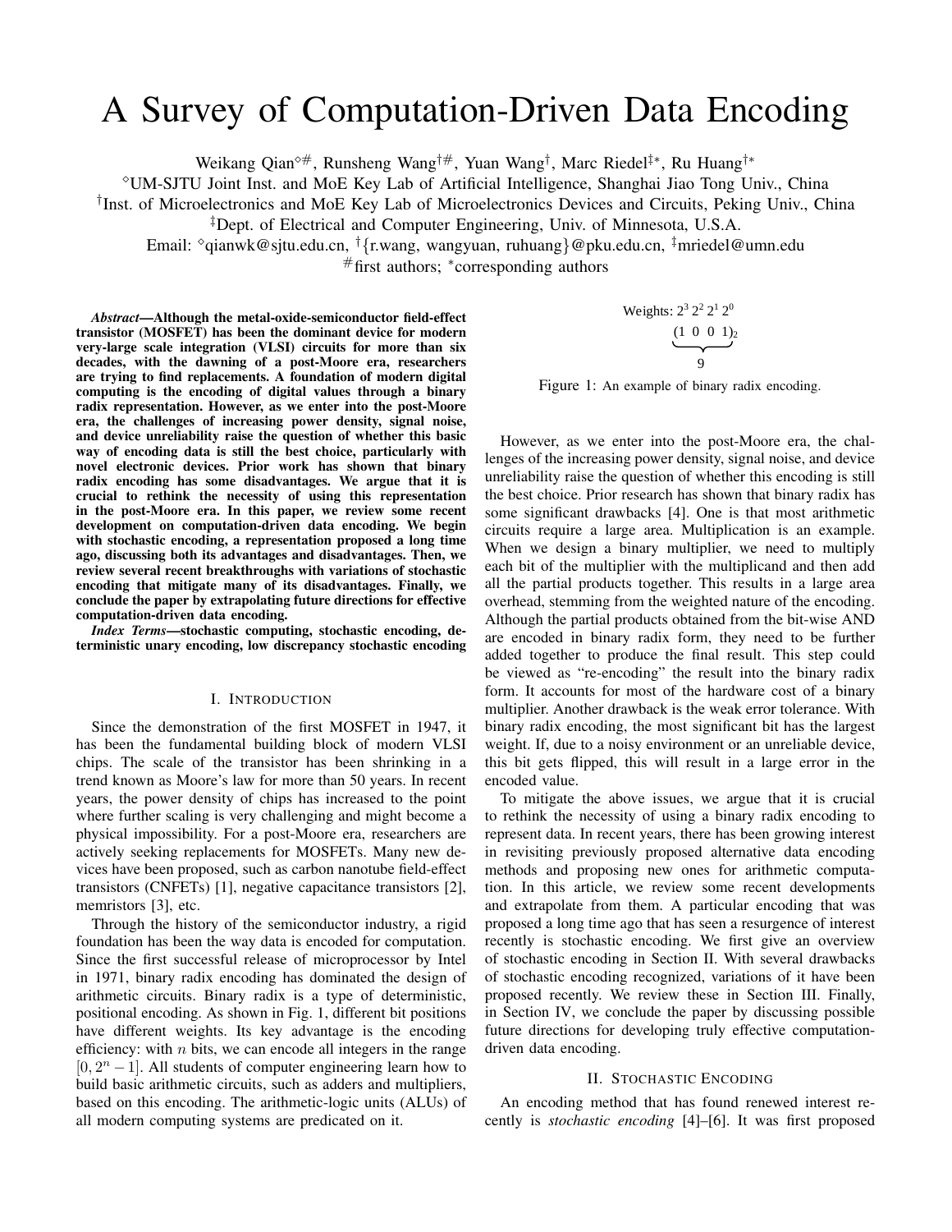# A Survey of Computation-Driven Data Encoding

Weikang Qian[◇#], Runsheng Wang[†#], Yuan Wang[†], Marc Riedel[‡*], Ru Huang[†*]

[◇]UM-SJTU Joint Inst. and MoE Key Lab of Artificial Intelligence, Shanghai Jiao Tong Univ., China

[†]Inst. of Microelectronics and MoE Key Lab of Microelectronics Devices and Circuits, Peking Univ., China

[‡]Dept. of Electrical and Computer Engineering, Univ. of Minnesota, U.S.A.

Email: [◇]qianwk@sjtu.edu.cn, [†]{r.wang, wangyuan, ruhuang}@pku.edu.cn, [‡]mriedel@umn.edu

[#]first authors; [*]corresponding authors

***Abstract*—Although the metal-oxide-semiconductor field-effect transistor (MOSFET) has been the dominant device for modern very-large scale integration (VLSI) circuits for more than six decades, with the dawning of a post-Moore era, researchers are trying to find replacements. A foundation of modern digital computing is the encoding of digital values through a binary radix representation. However, as we enter into the post-Moore era, the challenges of increasing power density, signal noise, and device unreliability raise the question of whether this basic way of encoding data is still the best choice, particularly with novel electronic devices. Prior work has shown that binary radix encoding has some disadvantages. We argue that it is crucial to rethink the necessity of using this representation in the post-Moore era. In this paper, we review some recent development on computation-driven data encoding. We begin with stochastic encoding, a representation proposed a long time ago, discussing both its advantages and disadvantages. Then, we review several recent breakthroughs with variations of stochastic encoding that mitigate many of its disadvantages. Finally, we conclude the paper by extrapolating future directions for effective computation-driven data encoding.**

***Index Terms*—stochastic computing, stochastic encoding, deterministic unary encoding, low discrepancy stochastic encoding**

## I. Introduction

Since the demonstration of the first MOSFET in 1947, it has been the fundamental building block of modern VLSI chips. The scale of the transistor has been shrinking in a trend known as Moore's law for more than 50 years. In recent years, the power density of chips has increased to the point where further scaling is very challenging and might become a physical impossibility. For a post-Moore era, researchers are actively seeking replacements for MOSFETs. Many new devices have been proposed, such as carbon nanotube field-effect transistors (CNFETs) [1], negative capacitance transistors [2], memristors [3], etc.

Through the history of the semiconductor industry, a rigid foundation has been the way data is encoded for computation. Since the first successful release of microprocessor by Intel in 1971, binary radix encoding has dominated the design of arithmetic circuits. Binary radix is a type of deterministic, positional encoding. As shown in Fig. 1, different bit positions have different weights. Its key advantage is the encoding efficiency: with $n$ bits, we can encode all integers in the range $[0, 2^n - 1]$. All students of computer engineering learn how to build basic arithmetic circuits, such as adders and multipliers, based on this encoding. The arithmetic-logic units (ALUs) of all modern computing systems are predicated on it.

$$\text{Weights: } 2^3\ 2^2\ 2^1\ 2^0 \qquad \underbrace{(1\ 0\ 0\ 1)_2}_{9}$$

Figure 1: An example of binary radix encoding.

However, as we enter into the post-Moore era, the challenges of the increasing power density, signal noise, and device unreliability raise the question of whether this encoding is still the best choice. Prior research has shown that binary radix has some significant drawbacks [4]. One is that most arithmetic circuits require a large area. Multiplication is an example. When we design a binary multiplier, we need to multiply each bit of the multiplier with the multiplicand and then add all the partial products together. This results in a large area overhead, stemming from the weighted nature of the encoding. Although the partial products obtained from the bit-wise AND are encoded in binary radix form, they need to be further added together to produce the final result. This step could be viewed as "re-encoding" the result into the binary radix form. It accounts for most of the hardware cost of a binary multiplier. Another drawback is the weak error tolerance. With binary radix encoding, the most significant bit has the largest weight. If, due to a noisy environment or an unreliable device, this bit gets flipped, this will result in a large error in the encoded value.

To mitigate the above issues, we argue that it is crucial to rethink the necessity of using a binary radix encoding to represent data. In recent years, there has been growing interest in revisiting previously proposed alternative data encoding methods and proposing new ones for arithmetic computation. In this article, we review some recent developments and extrapolate from them. A particular encoding that was proposed a long time ago that has seen a resurgence of interest recently is stochastic encoding. We first give an overview of stochastic encoding in Section II. With several drawbacks of stochastic encoding recognized, variations of it have been proposed recently. We review these in Section III. Finally, in Section IV, we conclude the paper by discussing possible future directions for developing truly effective computation-driven data encoding.

## II. Stochastic Encoding

An encoding method that has found renewed interest recently is *stochastic encoding* [4]–[6]. It was first proposed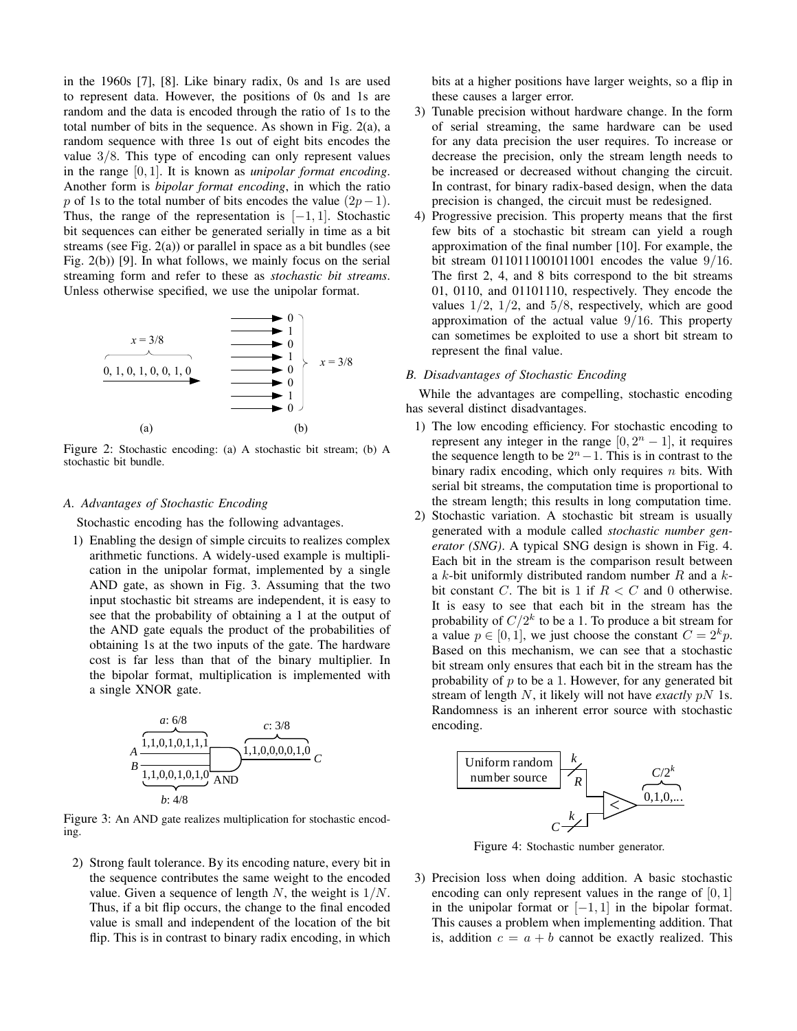in the 1960s [7], [8]. Like binary radix, 0s and 1s are used to represent data. However, the positions of 0s and 1s are random and the data is encoded through the ratio of 1s to the total number of bits in the sequence. As shown in Fig. 2(a), a random sequence with three 1s out of eight bits encodes the value $3/8$. This type of encoding can only represent values in the range $[0, 1]$. It is known as *unipolar format encoding*. Another form is *bipolar format encoding*, in which the ratio $p$ of 1s to the total number of bits encodes the value $(2p-1)$. Thus, the range of the representation is $[-1, 1]$. Stochastic bit sequences can either be generated serially in time as a bit streams (see Fig. 2(a)) or parallel in space as a bit bundles (see Fig. 2(b)) [9]. In what follows, we mainly focus on the serial streaming form and refer to these as *stochastic bit streams*. Unless otherwise specified, we use the unipolar format.

Figure 2: Stochastic encoding: (a) A stochastic bit stream; (b) A stochastic bit bundle.

### A. Advantages of Stochastic Encoding

Stochastic encoding has the following advantages.

1) Enabling the design of simple circuits to realizes complex arithmetic functions. A widely-used example is multiplication in the unipolar format, implemented by a single AND gate, as shown in Fig. 3. Assuming that the two input stochastic bit streams are independent, it is easy to see that the probability of obtaining a 1 at the output of the AND gate equals the product of the probabilities of obtaining 1s at the two inputs of the gate. The hardware cost is far less than that of the binary multiplier. In the bipolar format, multiplication is implemented with a single XNOR gate.

Figure 3: An AND gate realizes multiplication for stochastic encoding.

2) Strong fault tolerance. By its encoding nature, every bit in the sequence contributes the same weight to the encoded value. Given a sequence of length $N$, the weight is $1/N$. Thus, if a bit flip occurs, the change to the final encoded value is small and independent of the location of the bit flip. This is in contrast to binary radix encoding, in which bits at a higher positions have larger weights, so a flip in these causes a larger error.
3) Tunable precision without hardware change. In the form of serial streaming, the same hardware can be used for any data precision the user requires. To increase or decrease the precision, only the stream length needs to be increased or decreased without changing the circuit. In contrast, for binary radix-based design, when the data precision is changed, the circuit must be redesigned.
4) Progressive precision. This property means that the first few bits of a stochastic bit stream can yield a rough approximation of the final number [10]. For example, the bit stream 0110111001011001 encodes the value $9/16$. The first 2, 4, and 8 bits correspond to the bit streams 01, 0110, and 01101110, respectively. They encode the values $1/2$, $1/2$, and $5/8$, respectively, which are good approximation of the actual value $9/16$. This property can sometimes be exploited to use a short bit stream to represent the final value.

### B. Disadvantages of Stochastic Encoding

While the advantages are compelling, stochastic encoding has several distinct disadvantages.

1) The low encoding efficiency. For stochastic encoding to represent any integer in the range $[0, 2^n-1]$, it requires the sequence length to be $2^n-1$. This is in contrast to the binary radix encoding, which only requires $n$ bits. With serial bit streams, the computation time is proportional to the stream length; this results in long computation time.
2) Stochastic variation. A stochastic bit stream is usually generated with a module called *stochastic number generator (SNG)*. A typical SNG design is shown in Fig. 4. Each bit in the stream is the comparison result between a $k$-bit uniformly distributed random number $R$ and a $k$-bit constant $C$. The bit is 1 if $R < C$ and 0 otherwise. It is easy to see that each bit in the stream has the probability of $C/2^k$ to be a 1. To produce a bit stream for a value $p \in [0, 1]$, we just choose the constant $C = 2^k p$. Based on this mechanism, we can see that a stochastic bit stream only ensures that each bit in the stream has the probability of $p$ to be a 1. However, for any generated bit stream of length $N$, it likely will not have *exactly* $pN$ 1s. Randomness is an inherent error source with stochastic encoding.

Figure 4: Stochastic number generator.

3) Precision loss when doing addition. A basic stochastic encoding can only represent values in the range of $[0, 1]$ in the unipolar format or $[-1, 1]$ in the bipolar format. This causes a problem when implementing addition. That is, addition $c = a + b$ cannot be exactly realized. This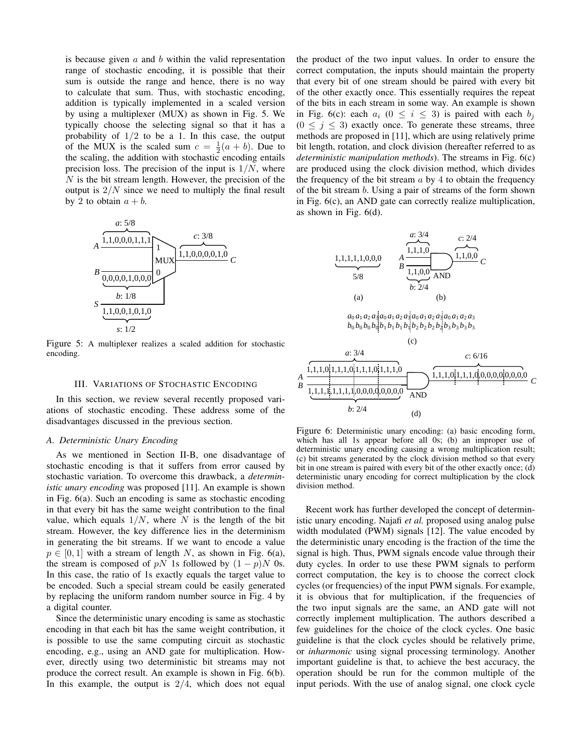is because given $a$ and $b$ within the valid representation range of stochastic encoding, it is possible that their sum is outside the range and hence, there is no way to calculate that sum. Thus, with stochastic encoding, addition is typically implemented in a scaled version by using a multiplexer (MUX) as shown in Fig. 5. We typically choose the selecting signal so that it has a probability of $1/2$ to be a 1. In this case, the output of the MUX is the scaled sum $c = \frac{1}{2}(a + b)$. Due to the scaling, the addition with stochastic encoding entails precision loss. The precision of the input is $1/N$, where $N$ is the bit stream length. However, the precision of the output is $2/N$ since we need to multiply the final result by 2 to obtain $a + b$.

Figure 5: A multiplexer realizes a scaled addition for stochastic encoding.

## III. Variations of Stochastic Encoding

In this section, we review several recently proposed variations of stochastic encoding. These address some of the disadvantages discussed in the previous section.

### A. Deterministic Unary Encoding

As we mentioned in Section II-B, one disadvantage of stochastic encoding is that it suffers from error caused by stochastic variation. To overcome this drawback, a *deterministic unary encoding* was proposed [11]. An example is shown in Fig. 6(a). Such an encoding is same as stochastic encoding in that every bit has the same weight contribution to the final value, which equals $1/N$, where $N$ is the length of the bit stream. However, the key difference lies in the determinism in generating the bit streams. If we want to encode a value $p \in [0, 1]$ with a stream of length $N$, as shown in Fig. 6(a), the stream is composed of $pN$ 1s followed by $(1 - p)N$ 0s. In this case, the ratio of 1s exactly equals the target value to be encoded. Such a special stream could be easily generated by replacing the uniform random number source in Fig. 4 by a digital counter.

Since the deterministic unary encoding is same as stochastic encoding in that each bit has the same weight contribution, it is possible to use the same computing circuit as stochastic encoding, e.g., using an AND gate for multiplication. However, directly using two deterministic bit streams may not produce the correct result. An example is shown in Fig. 6(b). In this example, the output is $2/4$, which does not equal the product of the two input values. In order to ensure the correct computation, the inputs should maintain the property that every bit of one stream should be paired with every bit of the other exactly once. This essentially requires the repeat of the bits in each stream in some way. An example is shown in Fig. 6(c): each $a_i$ $(0 \leq i \leq 3)$ is paired with each $b_j$ $(0 \leq j \leq 3)$ exactly once. To generate these streams, three methods are proposed in [11], which are using relatively prime bit length, rotation, and clock division (hereafter referred to as *deterministic manipulation methods*). The streams in Fig. 6(c) are produced using the clock division method, which divides the frequency of the bit stream $a$ by 4 to obtain the frequency of the bit stream $b$. Using a pair of streams of the form shown in Fig. 6(c), an AND gate can correctly realize multiplication, as shown in Fig. 6(d).

Figure 6: Deterministic unary encoding: (a) basic encoding form, which has all 1s appear before all 0s; (b) an improper use of deterministic unary encoding causing a wrong multiplication result; (c) bit streams generated by the clock division method so that every bit in one stream is paired with every bit of the other exactly once; (d) deterministic unary encoding for correct multiplication by the clock division method.

Recent work has further developed the concept of deterministic unary encoding. Najafi *et al.* proposed using analog pulse width modulated (PWM) signals [12]. The value encoded by the deterministic unary encoding is the fraction of the time the signal is high. Thus, PWM signals encode value through their duty cycles. In order to use these PWM signals to perform correct computation, the key is to choose the correct clock cycles (or frequencies) of the input PWM signals. For example, it is obvious that for multiplication, if the frequencies of the two input signals are the same, an AND gate will not correctly implement multiplication. The authors described a few guidelines for the choice of the clock cycles. One basic guideline is that the clock cycles should be relatively prime, or *inharmonic* using signal processing terminology. Another important guideline is that, to achieve the best accuracy, the operation should be run for the common multiple of the input periods. With the use of analog signal, one clock cycle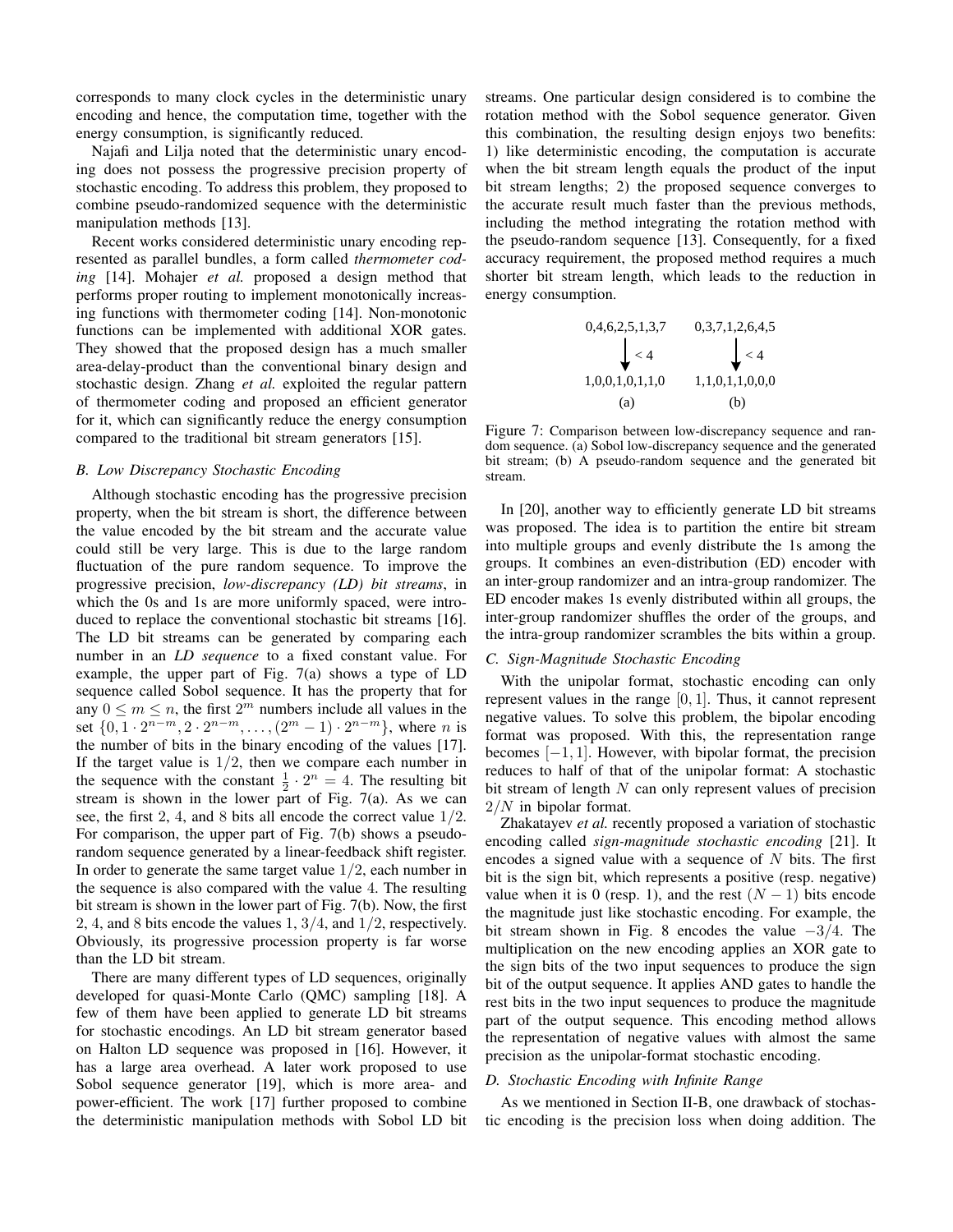corresponds to many clock cycles in the deterministic unary encoding and hence, the computation time, together with the energy consumption, is significantly reduced.

Najafi and Lilja noted that the deterministic unary encoding does not possess the progressive precision property of stochastic encoding. To address this problem, they proposed to combine pseudo-randomized sequence with the deterministic manipulation methods [13].

Recent works considered deterministic unary encoding represented as parallel bundles, a form called *thermometer coding* [14]. Mohajer *et al.* proposed a design method that performs proper routing to implement monotonically increasing functions with thermometer coding [14]. Non-monotonic functions can be implemented with additional XOR gates. They showed that the proposed design has a much smaller area-delay-product than the conventional binary design and stochastic design. Zhang *et al.* exploited the regular pattern of thermometer coding and proposed an efficient generator for it, which can significantly reduce the energy consumption compared to the traditional bit stream generators [15].

### B. Low Discrepancy Stochastic Encoding

Although stochastic encoding has the progressive precision property, when the bit stream is short, the difference between the value encoded by the bit stream and the accurate value could still be very large. This is due to the large random fluctuation of the pure random sequence. To improve the progressive precision, *low-discrepancy (LD) bit streams*, in which the 0s and 1s are more uniformly spaced, were introduced to replace the conventional stochastic bit streams [16]. The LD bit streams can be generated by comparing each number in an *LD sequence* to a fixed constant value. For example, the upper part of Fig. 7(a) shows a type of LD sequence called Sobol sequence. It has the property that for any $0 \leq m \leq n$, the first $2^m$ numbers include all values in the set $\{0, 1 \cdot 2^{n-m}, 2 \cdot 2^{n-m}, \ldots, (2^m - 1) \cdot 2^{n-m}\}$, where $n$ is the number of bits in the binary encoding of the values [17]. If the target value is $1/2$, then we compare each number in the sequence with the constant $\frac{1}{2} \cdot 2^n = 4$. The resulting bit stream is shown in the lower part of Fig. 7(a). As we can see, the first 2, 4, and 8 bits all encode the correct value $1/2$. For comparison, the upper part of Fig. 7(b) shows a pseudo-random sequence generated by a linear-feedback shift register. In order to generate the same target value $1/2$, each number in the sequence is also compared with the value 4. The resulting bit stream is shown in the lower part of Fig. 7(b). Now, the first 2, 4, and 8 bits encode the values 1, $3/4$, and $1/2$, respectively. Obviously, its progressive procession property is far worse than the LD bit stream.

There are many different types of LD sequences, originally developed for quasi-Monte Carlo (QMC) sampling [18]. A few of them have been applied to generate LD bit streams for stochastic encodings. An LD bit stream generator based on Halton LD sequence was proposed in [16]. However, it has a large area overhead. A later work proposed to use Sobol sequence generator [19], which is more area- and power-efficient. The work [17] further proposed to combine the deterministic manipulation methods with Sobol LD bit streams. One particular design considered is to combine the rotation method with the Sobol sequence generator. Given this combination, the resulting design enjoys two benefits: 1) like deterministic encoding, the computation is accurate when the bit stream length equals the product of the input bit stream lengths; 2) the proposed sequence converges to the accurate result much faster than the previous methods, including the method integrating the rotation method with the pseudo-random sequence [13]. Consequently, for a fixed accuracy requirement, the proposed method requires a much shorter bit stream length, which leads to the reduction in energy consumption.

| (a) | (b) |
|---|---|
| 0,4,6,2,5,1,3,7 | 0,3,7,1,2,6,4,5 |
| ↓ < 4 | ↓ < 4 |
| 1,0,0,1,0,1,1,0 | 1,1,0,1,1,0,0,0 |

Figure 7: Comparison between low-discrepancy sequence and random sequence. (a) Sobol low-discrepancy sequence and the generated bit stream; (b) A pseudo-random sequence and the generated bit stream.

In [20], another way to efficiently generate LD bit streams was proposed. The idea is to partition the entire bit stream into multiple groups and evenly distribute the 1s among the groups. It combines an even-distribution (ED) encoder with an inter-group randomizer and an intra-group randomizer. The ED encoder makes 1s evenly distributed within all groups, the inter-group randomizer shuffles the order of the groups, and the intra-group randomizer scrambles the bits within a group.

### C. Sign-Magnitude Stochastic Encoding

With the unipolar format, stochastic encoding can only represent values in the range $[0, 1]$. Thus, it cannot represent negative values. To solve this problem, the bipolar encoding format was proposed. With this, the representation range becomes $[-1, 1]$. However, with bipolar format, the precision reduces to half of that of the unipolar format: A stochastic bit stream of length $N$ can only represent values of precision $2/N$ in bipolar format.

Zhakatayev *et al.* recently proposed a variation of stochastic encoding called *sign-magnitude stochastic encoding* [21]. It encodes a signed value with a sequence of $N$ bits. The first bit is the sign bit, which represents a positive (resp. negative) value when it is 0 (resp. 1), and the rest $(N-1)$ bits encode the magnitude just like stochastic encoding. For example, the bit stream shown in Fig. 8 encodes the value $-3/4$. The multiplication on the new encoding applies an XOR gate to the sign bits of the two input sequences to produce the sign bit of the output sequence. It applies AND gates to handle the rest bits in the two input sequences to produce the magnitude part of the output sequence. This encoding method allows the representation of negative values with almost the same precision as the unipolar-format stochastic encoding.

### D. Stochastic Encoding with Infinite Range

As we mentioned in Section II-B, one drawback of stochastic encoding is the precision loss when doing addition. The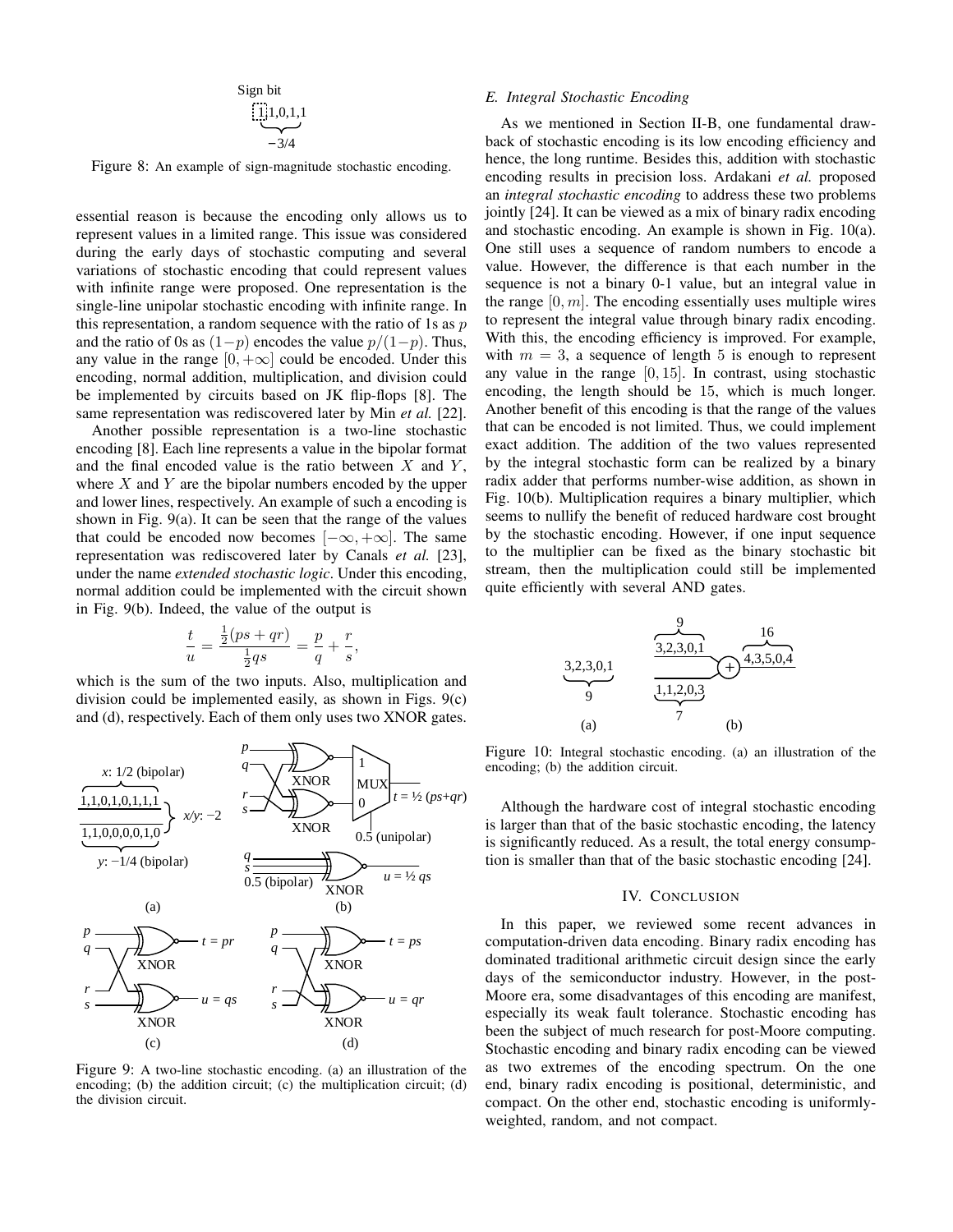Figure 8: An example of sign-magnitude stochastic encoding.

essential reason is because the encoding only allows us to represent values in a limited range. This issue was considered during the early days of stochastic computing and several variations of stochastic encoding that could represent values with infinite range were proposed. One representation is the single-line unipolar stochastic encoding with infinite range. In this representation, a random sequence with the ratio of 1s as $p$ and the ratio of 0s as $(1-p)$ encodes the value $p/(1-p)$. Thus, any value in the range $[0, +\infty]$ could be encoded. Under this encoding, normal addition, multiplication, and division could be implemented by circuits based on JK flip-flops [8]. The same representation was rediscovered later by Min *et al.* [22].

Another possible representation is a two-line stochastic encoding [8]. Each line represents a value in the bipolar format and the final encoded value is the ratio between $X$ and $Y$, where $X$ and $Y$ are the bipolar numbers encoded by the upper and lower lines, respectively. An example of such a encoding is shown in Fig. 9(a). It can be seen that the range of the values that could be encoded now becomes $[-\infty, +\infty]$. The same representation was rediscovered later by Canals *et al.* [23], under the name *extended stochastic logic*. Under this encoding, normal addition could be implemented with the circuit shown in Fig. 9(b). Indeed, the value of the output is

$$\frac{t}{u} = \frac{\frac{1}{2}(ps+qr)}{\frac{1}{2}qs} = \frac{p}{q} + \frac{r}{s},$$

which is the sum of the two inputs. Also, multiplication and division could be implemented easily, as shown in Figs. 9(c) and (d), respectively. Each of them only uses two XNOR gates.

Figure 9: A two-line stochastic encoding. (a) an illustration of the encoding; (b) the addition circuit; (c) the multiplication circuit; (d) the division circuit.

### E. Integral Stochastic Encoding

As we mentioned in Section II-B, one fundamental drawback of stochastic encoding is its low encoding efficiency and hence, the long runtime. Besides this, addition with stochastic encoding results in precision loss. Ardakani *et al.* proposed an *integral stochastic encoding* to address these two problems jointly [24]. It can be viewed as a mix of binary radix encoding and stochastic encoding. An example is shown in Fig. 10(a). One still uses a sequence of random numbers to encode a value. However, the difference is that each number in the sequence is not a binary 0-1 value, but an integral value in the range $[0, m]$. The encoding essentially uses multiple wires to represent the integral value through binary radix encoding. With this, the encoding efficiency is improved. For example, with $m = 3$, a sequence of length 5 is enough to represent any value in the range $[0, 15]$. In contrast, using stochastic encoding, the length should be 15, which is much longer. Another benefit of this encoding is that the range of the values that can be encoded is not limited. Thus, we could implement exact addition. The addition of the two values represented by the integral stochastic form can be realized by a binary radix adder that performs number-wise addition, as shown in Fig. 10(b). Multiplication requires a binary multiplier, which seems to nullify the benefit of reduced hardware cost brought by the stochastic encoding. However, if one input sequence to the multiplier can be fixed as the binary stochastic bit stream, then the multiplication could still be implemented quite efficiently with several AND gates.

Figure 10: Integral stochastic encoding. (a) an illustration of the encoding; (b) the addition circuit.

Although the hardware cost of integral stochastic encoding is larger than that of the basic stochastic encoding, the latency is significantly reduced. As a result, the total energy consumption is smaller than that of the basic stochastic encoding [24].

## IV. Conclusion

In this paper, we reviewed some recent advances in computation-driven data encoding. Binary radix encoding has dominated traditional arithmetic circuit design since the early days of the semiconductor industry. However, in the post-Moore era, some disadvantages of this encoding are manifest, especially its weak fault tolerance. Stochastic encoding has been the subject of much research for post-Moore computing. Stochastic encoding and binary radix encoding can be viewed as two extremes of the encoding spectrum. On the one end, binary radix encoding is positional, deterministic, and compact. On the other end, stochastic encoding is uniformly-weighted, random, and not compact.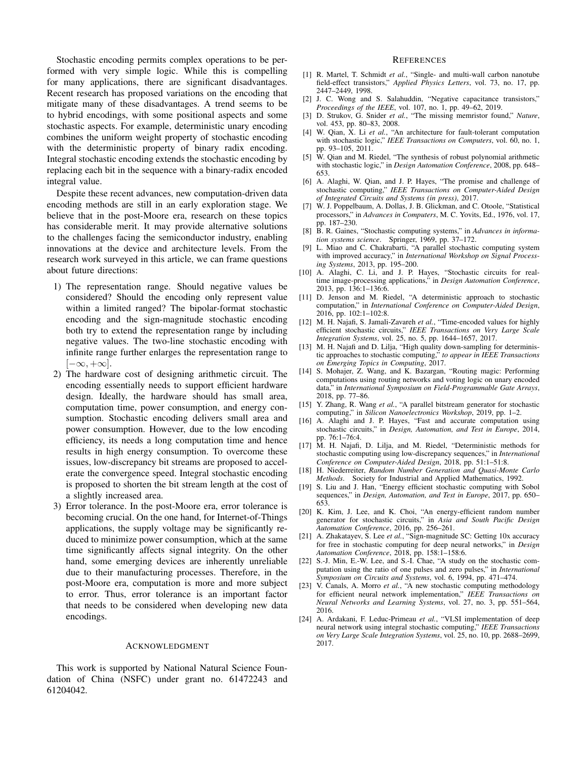Stochastic encoding permits complex operations to be performed with very simple logic. While this is compelling for many applications, there are significant disadvantages. Recent research has proposed variations on the encoding that mitigate many of these disadvantages. A trend seems to be to hybrid encodings, with some positional aspects and some stochastic aspects. For example, deterministic unary encoding combines the uniform weight property of stochastic encoding with the deterministic property of binary radix encoding. Integral stochastic encoding extends the stochastic encoding by replacing each bit in the sequence with a binary-radix encoded integral value.

Despite these recent advances, new computation-driven data encoding methods are still in an early exploration stage. We believe that in the post-Moore era, research on these topics has considerable merit. It may provide alternative solutions to the challenges facing the semiconductor industry, enabling innovations at the device and architecture levels. From the research work surveyed in this article, we can frame questions about future directions:

1) The representation range. Should negative values be considered? Should the encoding only represent value within a limited ranged? The bipolar-format stochastic encoding and the sign-magnitude stochastic encoding both try to extend the representation range by including negative values. The two-line stochastic encoding with infinite range further enlarges the representation range to $[-\infty, +\infty]$.
2) The hardware cost of designing arithmetic circuit. The encoding essentially needs to support efficient hardware design. Ideally, the hardware should has small area, computation time, power consumption, and energy consumption. Stochastic encoding delivers small area and power consumption. However, due to the low encoding efficiency, its needs a long computation time and hence results in high energy consumption. To overcome these issues, low-discrepancy bit streams are proposed to accelerate the convergence speed. Integral stochastic encoding is proposed to shorten the bit stream length at the cost of a slightly increased area.
3) Error tolerance. In the post-Moore era, error tolerance is becoming crucial. On the one hand, for Internet-of-Things applications, the supply voltage may be significantly reduced to minimize power consumption, which at the same time significantly affects signal integrity. On the other hand, some emerging devices are inherently unreliable due to their manufacturing processes. Therefore, in the post-Moore era, computation is more and more subject to error. Thus, error tolerance is an important factor that needs to be considered when developing new data encodings.

## Acknowledgment

This work is supported by National Natural Science Foundation of China (NSFC) under grant no. 61472243 and 61204042.

## References

[1] R. Martel, T. Schmidt *et al.*, "Single- and multi-wall carbon nanotube field-effect transistors," *Applied Physics Letters*, vol. 73, no. 17, pp. 2447–2449, 1998.

[2] J. C. Wong and S. Salahuddin, "Negative capacitance transistors," *Proceedings of the IEEE*, vol. 107, no. 1, pp. 49–62, 2019.

[3] D. Strukov, G. Snider *et al.*, "The missing memristor found," *Nature*, vol. 453, pp. 80–83, 2008.

[4] W. Qian, X. Li *et al.*, "An architecture for fault-tolerant computation with stochastic logic," *IEEE Transactions on Computers*, vol. 60, no. 1, pp. 93–105, 2011.

[5] W. Qian and M. Riedel, "The synthesis of robust polynomial arithmetic with stochastic logic," in *Design Automation Conference*, 2008, pp. 648–653.

[6] A. Alaghi, W. Qian, and J. P. Hayes, "The promise and challenge of stochastic computing," *IEEE Transactions on Computer-Aided Design of Integrated Circuits and Systems (in press)*, 2017.

[7] W. J. Poppelbaum, A. Dollas, J. B. Glickman, and C. Otoole, "Statistical processors," in *Advances in Computers*, M. C. Yovits, Ed., 1976, vol. 17, pp. 187–230.

[8] B. R. Gaines, "Stochastic computing systems," in *Advances in information systems science*. Springer, 1969, pp. 37–172.

[9] L. Miao and C. Chakrabarti, "A parallel stochastic computing system with improved accuracy," in *International Workshop on Signal Processing Systems*, 2013, pp. 195–200.

[10] A. Alaghi, C. Li, and J. P. Hayes, "Stochastic circuits for real-time image-processing applications," in *Design Automation Conference*, 2013, pp. 136:1–136:6.

[11] D. Jenson and M. Riedel, "A deterministic approach to stochastic computation," in *International Conference on Computer-Aided Design*, 2016, pp. 102:1–102:8.

[12] M. H. Najafi, S. Jamali-Zavareh *et al.*, "Time-encoded values for highly efficient stochastic circuits," *IEEE Transactions on Very Large Scale Integration Systems*, vol. 25, no. 5, pp. 1644–1657, 2017.

[13] M. H. Najafi and D. Lilja, "High quality down-sampling for deterministic approaches to stochastic computing," *to appear in IEEE Transactions on Emerging Topics in Computing*, 2017.

[14] S. Mohajer, Z. Wang, and K. Bazargan, "Routing magic: Performing computations using routing networks and voting logic on unary encoded data," in *International Symposium on Field-Programmable Gate Arrays*, 2018, pp. 77–86.

[15] Y. Zhang, R. Wang *et al.*, "A parallel bitstream generator for stochastic computing," in *Silicon Nanoelectronics Workshop*, 2019, pp. 1–2.

[16] A. Alaghi and J. P. Hayes, "Fast and accurate computation using stochastic circuits," in *Design, Automation, and Test in Europe*, 2014, pp. 76:1–76:4.

[17] M. H. Najafi, D. Lilja, and M. Riedel, "Deterministic methods for stochastic computing using low-discrepancy sequences," in *International Conference on Computer-Aided Design*, 2018, pp. 51:1–51:8.

[18] H. Niederreiter, *Random Number Generation and Quasi-Monte Carlo Methods*. Society for Industrial and Applied Mathematics, 1992.

[19] S. Liu and J. Han, "Energy efficient stochastic computing with Sobol sequences," in *Design, Automation, and Test in Europe*, 2017, pp. 650–653.

[20] K. Kim, J. Lee, and K. Choi, "An energy-efficient random number generator for stochastic circuits," in *Asia and South Pacific Design Automation Conference*, 2016, pp. 256–261.

[21] A. Zhakatayev, S. Lee *et al.*, "Sign-magnitude SC: Getting 10x accuracy for free in stochastic computing for deep neural networks," in *Design Automation Conference*, 2018, pp. 158:1–158:6.

[22] S.-J. Min, E.-W. Lee, and S.-I. Chae, "A study on the stochastic computation using the ratio of one pulses and zero pulses," in *International Symposium on Circuits and Systems*, vol. 6, 1994, pp. 471–474.

[23] V. Canals, A. Morro *et al.*, "A new stochastic computing methodology for efficient neural network implementation," *IEEE Transactions on Neural Networks and Learning Systems*, vol. 27, no. 3, pp. 551–564, 2016.

[24] A. Ardakani, F. Leduc-Primeau *et al.*, "VLSI implementation of deep neural network using integral stochastic computing," *IEEE Transactions on Very Large Scale Integration Systems*, vol. 25, no. 10, pp. 2688–2699, 2017.